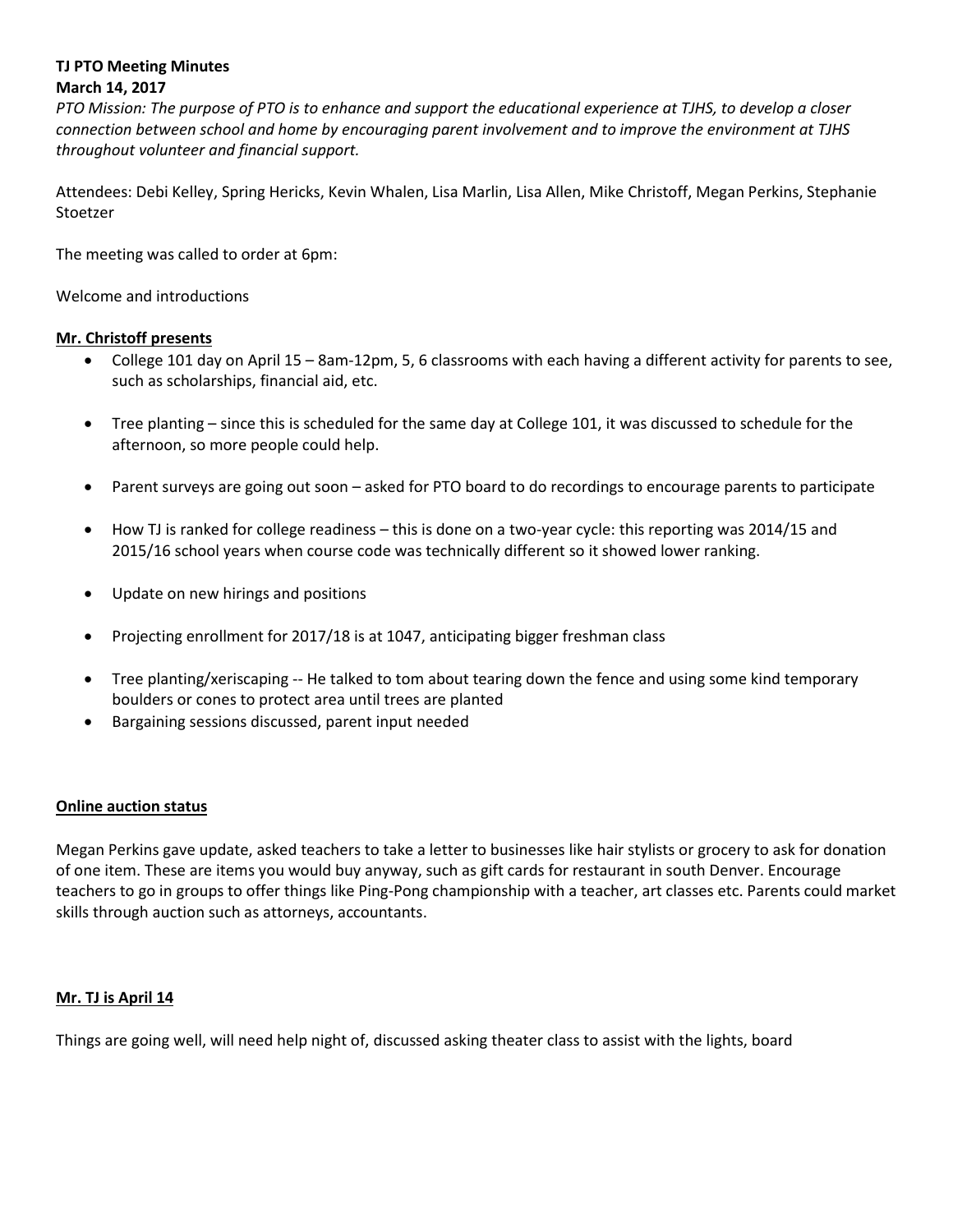**TJ PTO Meeting Minutes**
**March 14, 2017**

*PTO Mission: The purpose of PTO is to enhance and support the educational experience at TJHS, to develop a closer connection between school and home by encouraging parent involvement and to improve the environment at TJHS throughout volunteer and financial support.*

Attendees: Debi Kelley, Spring Hericks, Kevin Whalen, Lisa Marlin, Lisa Allen, Mike Christoff, Megan Perkins, Stephanie Stoetzer

The meeting was called to order at 6pm:

Welcome and introductions

**Mr. Christoff presents**

- College 101 day on April 15 – 8am-12pm, 5, 6 classrooms with each having a different activity for parents to see, such as scholarships, financial aid, etc.
- Tree planting – since this is scheduled for the same day at College 101, it was discussed to schedule for the afternoon, so more people could help.
- Parent surveys are going out soon – asked for PTO board to do recordings to encourage parents to participate
- How TJ is ranked for college readiness – this is done on a two-year cycle: this reporting was 2014/15 and 2015/16 school years when course code was technically different so it showed lower ranking.
- Update on new hirings and positions
- Projecting enrollment for 2017/18 is at 1047, anticipating bigger freshman class
- Tree planting/xeriscaping -- He talked to tom about tearing down the fence and using some kind temporary boulders or cones to protect area until trees are planted
- Bargaining sessions discussed, parent input needed

**Online auction status**

Megan Perkins gave update, asked teachers to take a letter to businesses like hair stylists or grocery to ask for donation of one item. These are items you would buy anyway, such as gift cards for restaurant in south Denver. Encourage teachers to go in groups to offer things like Ping-Pong championship with a teacher, art classes etc. Parents could market skills through auction such as attorneys, accountants.

**Mr. TJ is April 14**

Things are going well, will need help night of, discussed asking theater class to assist with the lights, board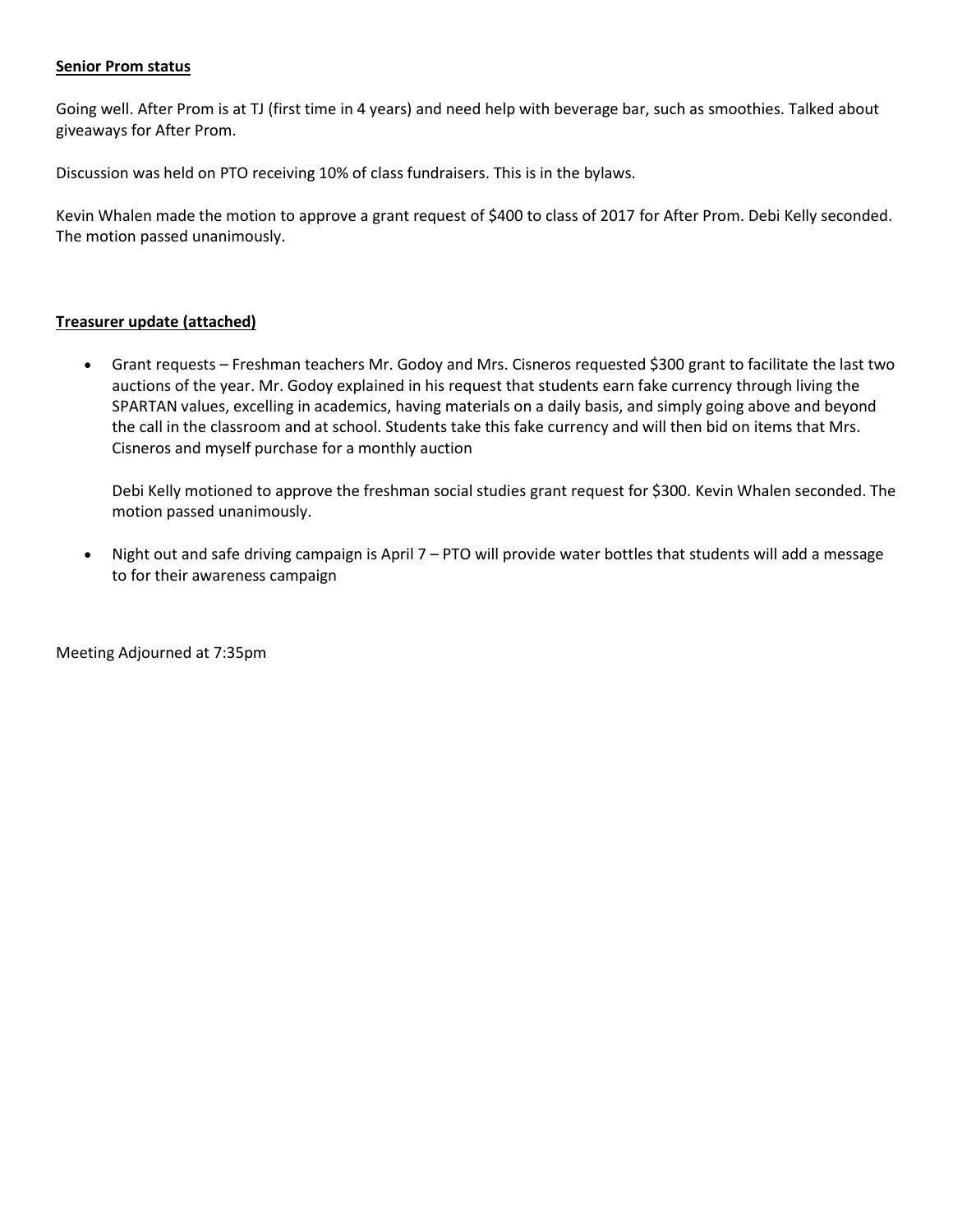**Senior Prom status**

Going well. After Prom is at TJ (first time in 4 years) and need help with beverage bar, such as smoothies. Talked about giveaways for After Prom.

Discussion was held on PTO receiving 10% of class fundraisers. This is in the bylaws.

Kevin Whalen made the motion to approve a grant request of $400 to class of 2017 for After Prom. Debi Kelly seconded. The motion passed unanimously.

**Treasurer update (attached)**

- Grant requests – Freshman teachers Mr. Godoy and Mrs. Cisneros requested $300 grant to facilitate the last two auctions of the year. Mr. Godoy explained in his request that students earn fake currency through living the SPARTAN values, excelling in academics, having materials on a daily basis, and simply going above and beyond the call in the classroom and at school. Students take this fake currency and will then bid on items that Mrs. Cisneros and myself purchase for a monthly auction

  Debi Kelly motioned to approve the freshman social studies grant request for $300. Kevin Whalen seconded. The motion passed unanimously.

- Night out and safe driving campaign is April 7 – PTO will provide water bottles that students will add a message to for their awareness campaign

Meeting Adjourned at 7:35pm